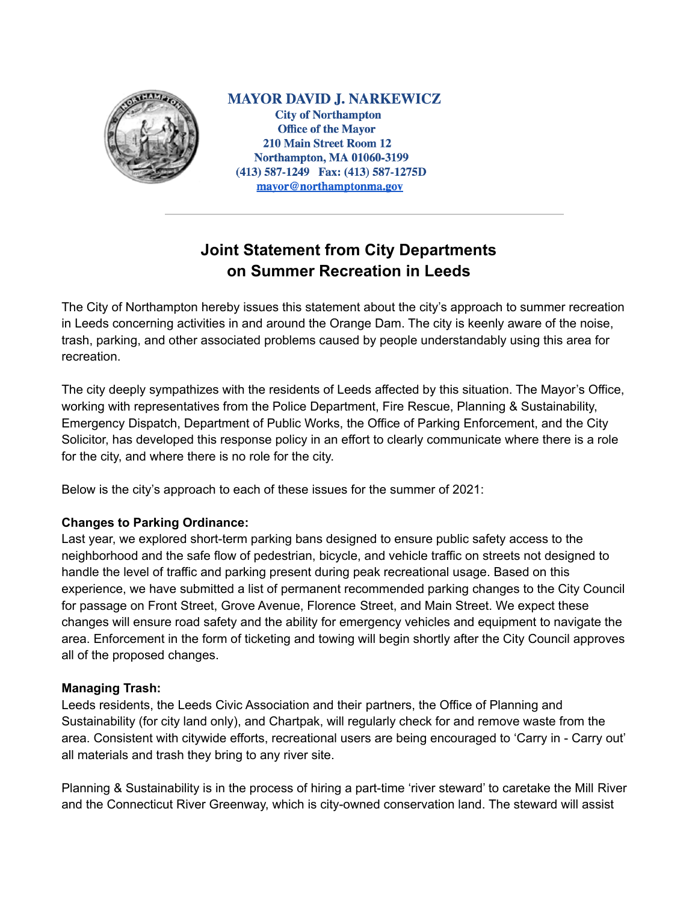**MAYOR DAVID J. NARKEWICZ**
**City of Northampton**
**Office of the Mayor**
**210 Main Street Room 12**
**Northampton, MA 01060-3199**
**(413) 587-1249 Fax: (413) 587-1275D**
**mayor@northamptonma.gov**

---

# Joint Statement from City Departments on Summer Recreation in Leeds

The City of Northampton hereby issues this statement about the city's approach to summer recreation in Leeds concerning activities in and around the Orange Dam. The city is keenly aware of the noise, trash, parking, and other associated problems caused by people understandably using this area for recreation.

The city deeply sympathizes with the residents of Leeds affected by this situation. The Mayor's Office, working with representatives from the Police Department, Fire Rescue, Planning & Sustainability, Emergency Dispatch, Department of Public Works, the Office of Parking Enforcement, and the City Solicitor, has developed this response policy in an effort to clearly communicate where there is a role for the city, and where there is no role for the city.

Below is the city's approach to each of these issues for the summer of 2021:

**Changes to Parking Ordinance:**
Last year, we explored short-term parking bans designed to ensure public safety access to the neighborhood and the safe flow of pedestrian, bicycle, and vehicle traffic on streets not designed to handle the level of traffic and parking present during peak recreational usage. Based on this experience, we have submitted a list of permanent recommended parking changes to the City Council for passage on Front Street, Grove Avenue, Florence Street, and Main Street. We expect these changes will ensure road safety and the ability for emergency vehicles and equipment to navigate the area. Enforcement in the form of ticketing and towing will begin shortly after the City Council approves all of the proposed changes.

**Managing Trash:**
Leeds residents, the Leeds Civic Association and their partners, the Office of Planning and Sustainability (for city land only), and Chartpak, will regularly check for and remove waste from the area. Consistent with citywide efforts, recreational users are being encouraged to 'Carry in - Carry out' all materials and trash they bring to any river site.

Planning & Sustainability is in the process of hiring a part-time 'river steward' to caretake the Mill River and the Connecticut River Greenway, which is city-owned conservation land. The steward will assist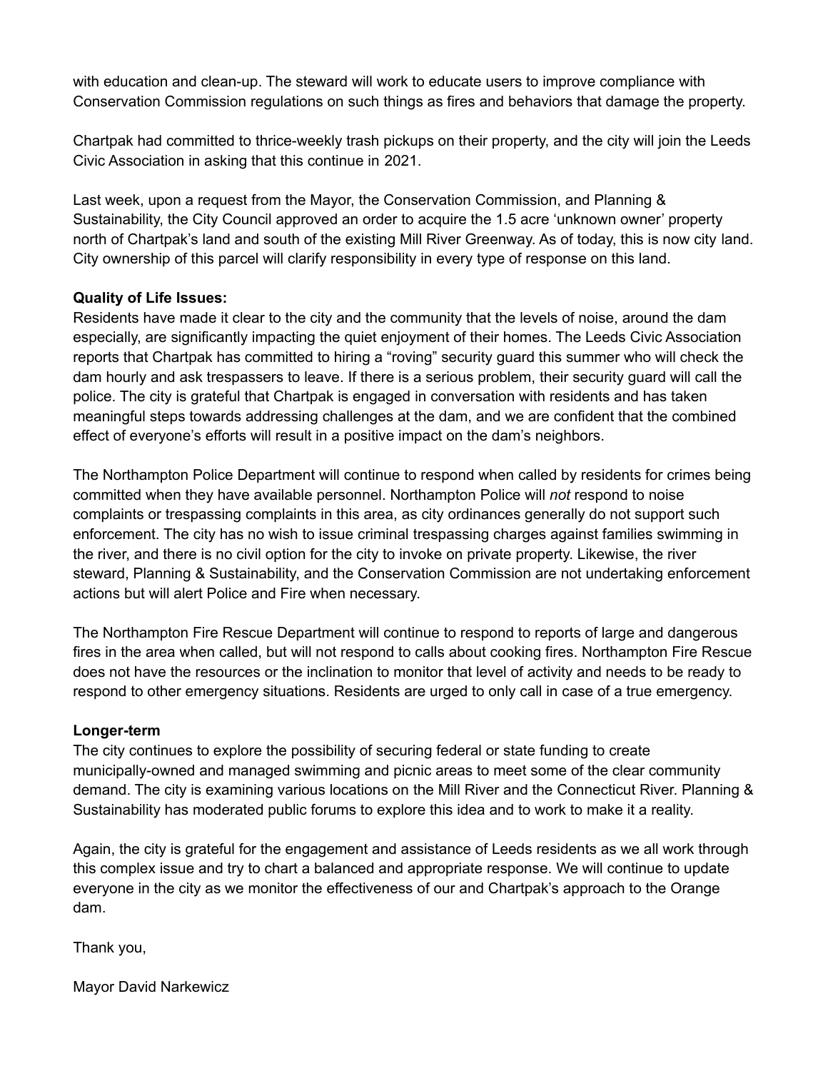with education and clean-up. The steward will work to educate users to improve compliance with Conservation Commission regulations on such things as fires and behaviors that damage the property.

Chartpak had committed to thrice-weekly trash pickups on their property, and the city will join the Leeds Civic Association in asking that this continue in 2021.

Last week, upon a request from the Mayor, the Conservation Commission, and Planning & Sustainability, the City Council approved an order to acquire the 1.5 acre 'unknown owner' property north of Chartpak's land and south of the existing Mill River Greenway. As of today, this is now city land. City ownership of this parcel will clarify responsibility in every type of response on this land.

**Quality of Life Issues:**

Residents have made it clear to the city and the community that the levels of noise, around the dam especially, are significantly impacting the quiet enjoyment of their homes. The Leeds Civic Association reports that Chartpak has committed to hiring a "roving" security guard this summer who will check the dam hourly and ask trespassers to leave. If there is a serious problem, their security guard will call the police. The city is grateful that Chartpak is engaged in conversation with residents and has taken meaningful steps towards addressing challenges at the dam, and we are confident that the combined effect of everyone's efforts will result in a positive impact on the dam's neighbors.

The Northampton Police Department will continue to respond when called by residents for crimes being committed when they have available personnel. Northampton Police will *not* respond to noise complaints or trespassing complaints in this area, as city ordinances generally do not support such enforcement. The city has no wish to issue criminal trespassing charges against families swimming in the river, and there is no civil option for the city to invoke on private property. Likewise, the river steward, Planning & Sustainability, and the Conservation Commission are not undertaking enforcement actions but will alert Police and Fire when necessary.

The Northampton Fire Rescue Department will continue to respond to reports of large and dangerous fires in the area when called, but will not respond to calls about cooking fires. Northampton Fire Rescue does not have the resources or the inclination to monitor that level of activity and needs to be ready to respond to other emergency situations. Residents are urged to only call in case of a true emergency.

**Longer-term**

The city continues to explore the possibility of securing federal or state funding to create municipally-owned and managed swimming and picnic areas to meet some of the clear community demand. The city is examining various locations on the Mill River and the Connecticut River. Planning & Sustainability has moderated public forums to explore this idea and to work to make it a reality.

Again, the city is grateful for the engagement and assistance of Leeds residents as we all work through this complex issue and try to chart a balanced and appropriate response. We will continue to update everyone in the city as we monitor the effectiveness of our and Chartpak's approach to the Orange dam.

Thank you,

Mayor David Narkewicz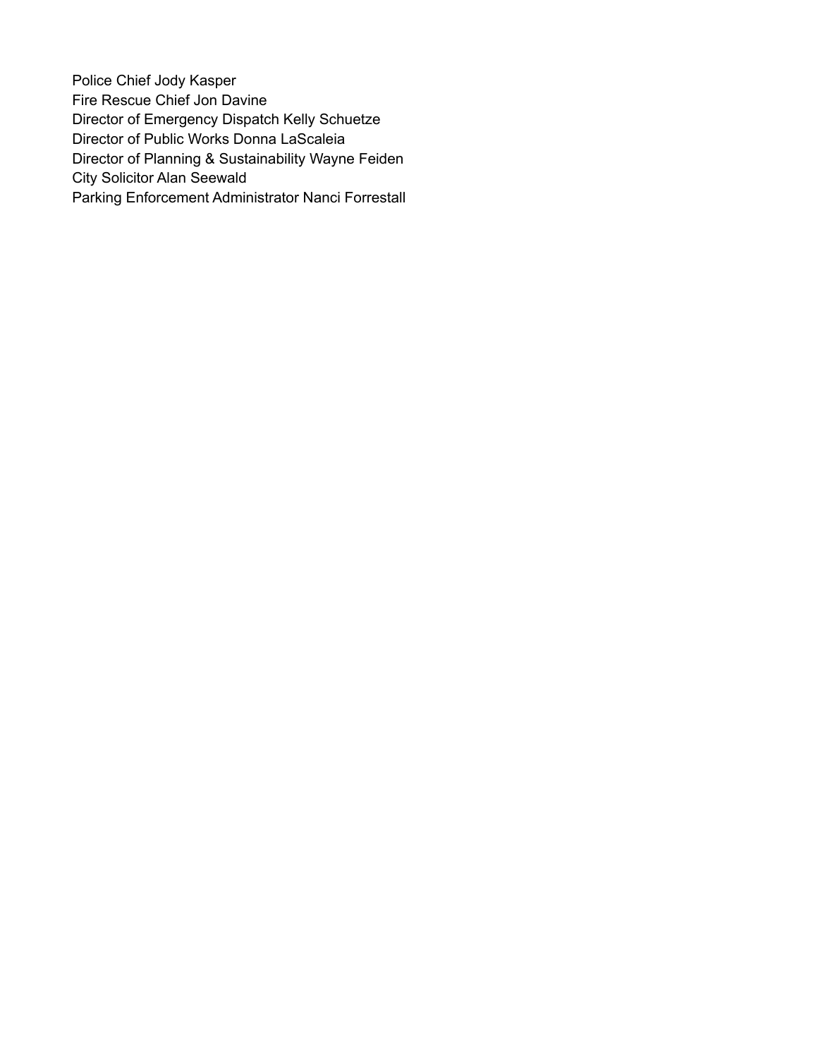Police Chief Jody Kasper
Fire Rescue Chief Jon Davine
Director of Emergency Dispatch Kelly Schuetze
Director of Public Works Donna LaScaleia
Director of Planning & Sustainability Wayne Feiden
City Solicitor Alan Seewald
Parking Enforcement Administrator Nanci Forrestall